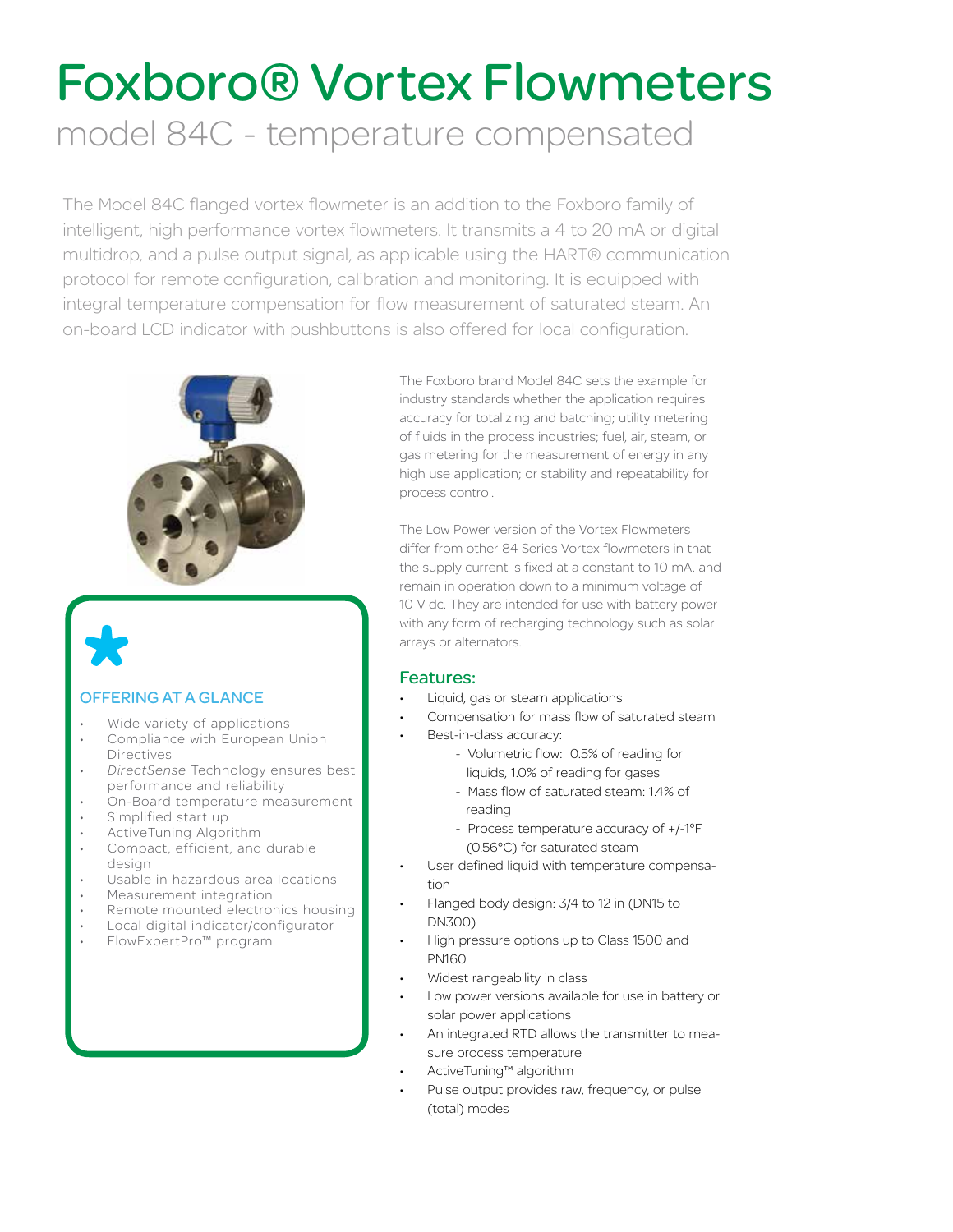# Foxboro® Vortex Flowmeters

## model 84C - temperature compensated

The Model 84C flanged vortex flowmeter is an addition to the Foxboro family of intelligent, high performance vortex flowmeters. It transmits a 4 to 20 mA or digital multidrop, and a pulse output signal, as applicable using the HART® communication protocol for remote configuration, calibration and monitoring. It is equipped with integral temperature compensation for flow measurement of saturated steam. An on-board LCD indicator with pushbuttons is also offered for local configuration.

### OFFERING AT A GLANCE

- Wide variety of applications
- Compliance with European Union Directives
- *DirectSense* Technology ensures best performance and reliability
- On-Board temperature measurement
- Simplified start up
- ActiveTuning Algorithm
- Compact, efficient, and durable design
- Usable in hazardous area locations
- Measurement integration
- Remote mounted electronics housing
- Local digital indicator/configurator
- FlowExpertPro™ program

The Foxboro brand Model 84C sets the example for industry standards whether the application requires accuracy for totalizing and batching; utility metering of fluids in the process industries; fuel, air, steam, or gas metering for the measurement of energy in any high use application; or stability and repeatability for process control.

The Low Power version of the Vortex Flowmeters differ from other 84 Series Vortex flowmeters in that the supply current is fixed at a constant to 10 mA, and remain in operation down to a minimum voltage of 10 V dc. They are intended for use with battery power with any form of recharging technology such as solar arrays or alternators.

### Features:

- Liquid, gas or steam applications
- Compensation for mass flow of saturated steam
- Best-in-class accuracy:
  - Volumetric flow: 0.5% of reading for liquids, 1.0% of reading for gases
  - Mass flow of saturated steam: 1.4% of reading
  - Process temperature accuracy of +/-1°F (0.56°C) for saturated steam
- User defined liquid with temperature compensation
- Flanged body design: 3/4 to 12 in (DN15 to DN300)
- High pressure options up to Class 1500 and PN160
- Widest rangeability in class
- Low power versions available for use in battery or solar power applications
- An integrated RTD allows the transmitter to measure process temperature
- ActiveTuning™ algorithm
- Pulse output provides raw, frequency, or pulse (total) modes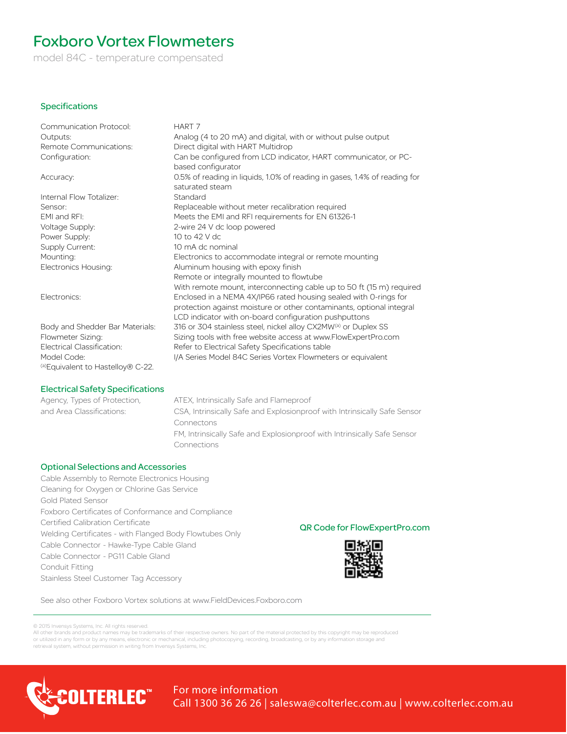# Foxboro Vortex Flowmeters

model 84C - temperature compensated

## Specifications

| | |
|---|---|
| Communication Protocol: | HART 7 |
| Outputs: | Analog (4 to 20 mA) and digital, with or without pulse output |
| Remote Communications: | Direct digital with HART Multidrop |
| Configuration: | Can be configured from LCD indicator, HART communicator, or PC-based configurator |
| Accuracy: | 0.5% of reading in liquids, 1.0% of reading in gases, 1.4% of reading for saturated steam |
| Internal Flow Totalizer: | Standard |
| Sensor: | Replaceable without meter recalibration required |
| EMI and RFI: | Meets the EMI and RFI requirements for EN 61326-1 |
| Voltage Supply: | 2-wire 24 V dc loop powered |
| Power Supply: | 10 to 42 V dc |
| Supply Current: | 10 mA dc nominal |
| Mounting: | Electronics to accommodate integral or remote mounting |
| Electronics Housing: | Aluminum housing with epoxy finish<br>Remote or integrally mounted to flowtube<br>With remote mount, interconnecting cable up to 50 ft (15 m) required |
| Electronics: | Enclosed in a NEMA 4X/IP66 rated housing sealed with O-rings for protection against moisture or other contaminants, optional integral LCD indicator with on-board configuration pushputtons |
| Body and Shedder Bar Materials: | 316 or 304 stainless steel, nickel alloy CX2MW[a] or Duplex SS |
| Flowmeter Sizing: | Sizing tools with free website access at www.FlowExpertPro.com |
| Electrical Classification: | Refer to Electrical Safety Specifications table |
| Model Code: | I/A Series Model 84C Series Vortex Flowmeters or equivalent |

[a]Equivalent to Hastelloy® C-22.

## Electrical Safety Specifications

| | |
|---|---|
| Agency, Types of Protection, and Area Classifications: | ATEX, Intrinsically Safe and Flameproof<br>CSA, Intrinsically Safe and Explosionproof with Intrinsically Safe Sensor Connectons<br>FM, Intrinsically Safe and Explosionproof with Intrinsically Safe Sensor Connections |

## Optional Selections and Accessories

Cable Assembly to Remote Electronics Housing
Cleaning for Oxygen or Chlorine Gas Service
Gold Plated Sensor
Foxboro Certificates of Conformance and Compliance
Certified Calibration Certificate
Welding Certificates - with Flanged Body Flowtubes Only
Cable Connector - Hawke-Type Cable Gland
Cable Connector - PG11 Cable Gland
Conduit Fitting
Stainless Steel Customer Tag Accessory

QR Code for FlowExpertPro.com

See also other Foxboro Vortex solutions at www.FieldDevices.Foxboro.com

© 2015 Invensys Systems, Inc. All rights reserved.
All other brands and product names may be trademarks of their respective owners. No part of the material protected by this copyright may be reproduced or utilized in any form or by any means, electronic or mechanical, including photocopying, recording, broadcasting, or by any information storage and retrieval system, without permission in writing from Invensys Systems, Inc.

COLTERLEC™

For more information
Call 1300 36 26 26 | saleswa@colterlec.com.au | www.colterlec.com.au